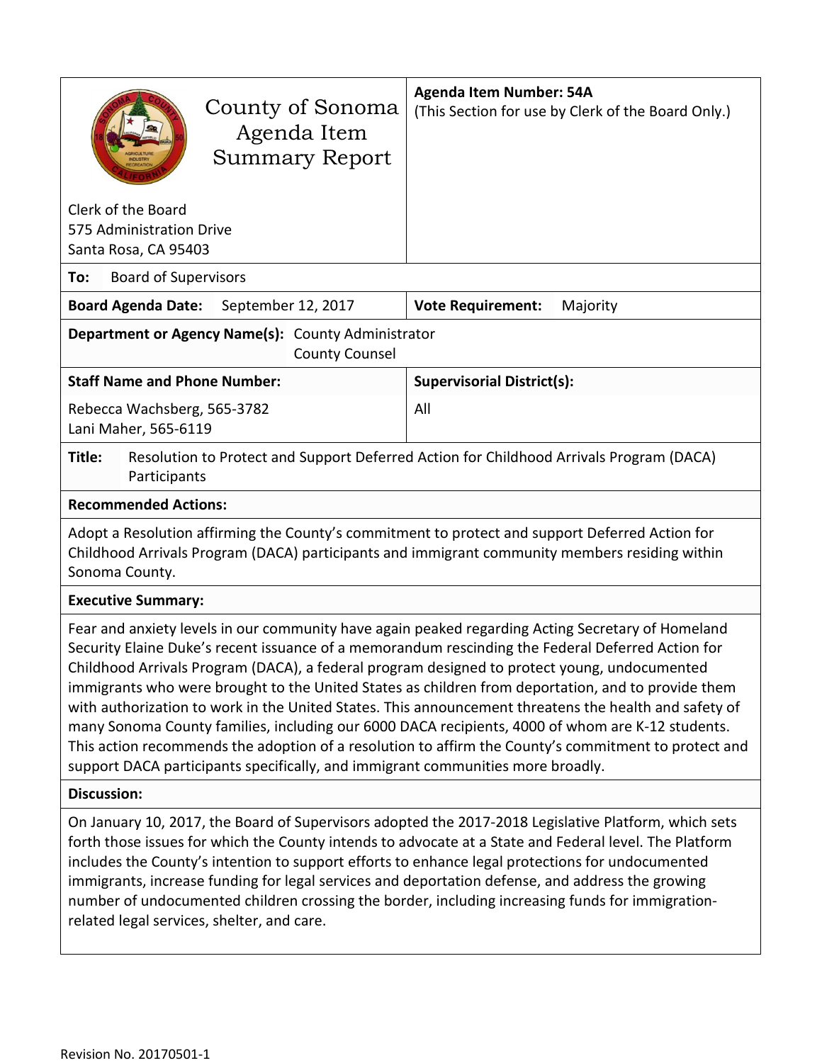# County of Sonoma Agenda Item Summary Report

Clerk of the Board
575 Administration Drive
Santa Rosa, CA 95403

**Agenda Item Number: 54A**
(This Section for use by Clerk of the Board Only.)

**To:** Board of Supervisors

| **Board Agenda Date:** September 12, 2017 | **Vote Requirement:** Majority |
|---|---|

**Department or Agency Name(s):** County Administrator
County Counsel

| **Staff Name and Phone Number:** | **Supervisorial District(s):** |
|---|---|
| Rebecca Wachsberg, 565-3782<br>Lani Maher, 565-6119 | All |

**Title:** Resolution to Protect and Support Deferred Action for Childhood Arrivals Program (DACA) Participants

## Recommended Actions:

Adopt a Resolution affirming the County's commitment to protect and support Deferred Action for Childhood Arrivals Program (DACA) participants and immigrant community members residing within Sonoma County.

## Executive Summary:

Fear and anxiety levels in our community have again peaked regarding Acting Secretary of Homeland Security Elaine Duke's recent issuance of a memorandum rescinding the Federal Deferred Action for Childhood Arrivals Program (DACA), a federal program designed to protect young, undocumented immigrants who were brought to the United States as children from deportation, and to provide them with authorization to work in the United States. This announcement threatens the health and safety of many Sonoma County families, including our 6000 DACA recipients, 4000 of whom are K-12 students. This action recommends the adoption of a resolution to affirm the County's commitment to protect and support DACA participants specifically, and immigrant communities more broadly.

## Discussion:

On January 10, 2017, the Board of Supervisors adopted the 2017-2018 Legislative Platform, which sets forth those issues for which the County intends to advocate at a State and Federal level. The Platform includes the County's intention to support efforts to enhance legal protections for undocumented immigrants, increase funding for legal services and deportation defense, and address the growing number of undocumented children crossing the border, including increasing funds for immigration-related legal services, shelter, and care.

Revision No. 20170501-1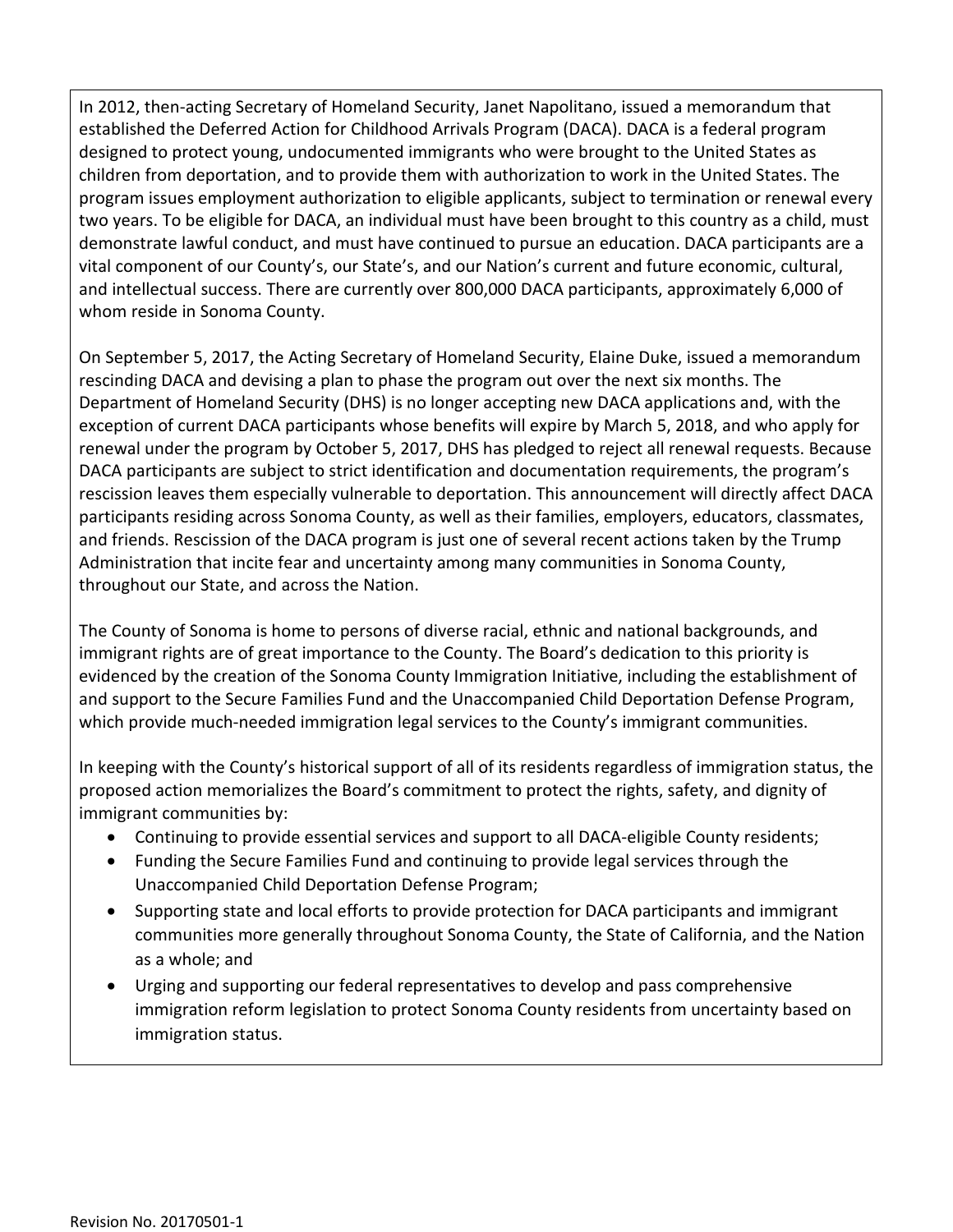In 2012, then-acting Secretary of Homeland Security, Janet Napolitano, issued a memorandum that established the Deferred Action for Childhood Arrivals Program (DACA). DACA is a federal program designed to protect young, undocumented immigrants who were brought to the United States as children from deportation, and to provide them with authorization to work in the United States. The program issues employment authorization to eligible applicants, subject to termination or renewal every two years. To be eligible for DACA, an individual must have been brought to this country as a child, must demonstrate lawful conduct, and must have continued to pursue an education. DACA participants are a vital component of our County's, our State's, and our Nation's current and future economic, cultural, and intellectual success. There are currently over 800,000 DACA participants, approximately 6,000 of whom reside in Sonoma County.

On September 5, 2017, the Acting Secretary of Homeland Security, Elaine Duke, issued a memorandum rescinding DACA and devising a plan to phase the program out over the next six months. The Department of Homeland Security (DHS) is no longer accepting new DACA applications and, with the exception of current DACA participants whose benefits will expire by March 5, 2018, and who apply for renewal under the program by October 5, 2017, DHS has pledged to reject all renewal requests. Because DACA participants are subject to strict identification and documentation requirements, the program's rescission leaves them especially vulnerable to deportation. This announcement will directly affect DACA participants residing across Sonoma County, as well as their families, employers, educators, classmates, and friends. Rescission of the DACA program is just one of several recent actions taken by the Trump Administration that incite fear and uncertainty among many communities in Sonoma County, throughout our State, and across the Nation.

The County of Sonoma is home to persons of diverse racial, ethnic and national backgrounds, and immigrant rights are of great importance to the County. The Board's dedication to this priority is evidenced by the creation of the Sonoma County Immigration Initiative, including the establishment of and support to the Secure Families Fund and the Unaccompanied Child Deportation Defense Program, which provide much-needed immigration legal services to the County's immigrant communities.

In keeping with the County's historical support of all of its residents regardless of immigration status, the proposed action memorializes the Board's commitment to protect the rights, safety, and dignity of immigrant communities by:

- Continuing to provide essential services and support to all DACA-eligible County residents;
- Funding the Secure Families Fund and continuing to provide legal services through the Unaccompanied Child Deportation Defense Program;
- Supporting state and local efforts to provide protection for DACA participants and immigrant communities more generally throughout Sonoma County, the State of California, and the Nation as a whole; and
- Urging and supporting our federal representatives to develop and pass comprehensive immigration reform legislation to protect Sonoma County residents from uncertainty based on immigration status.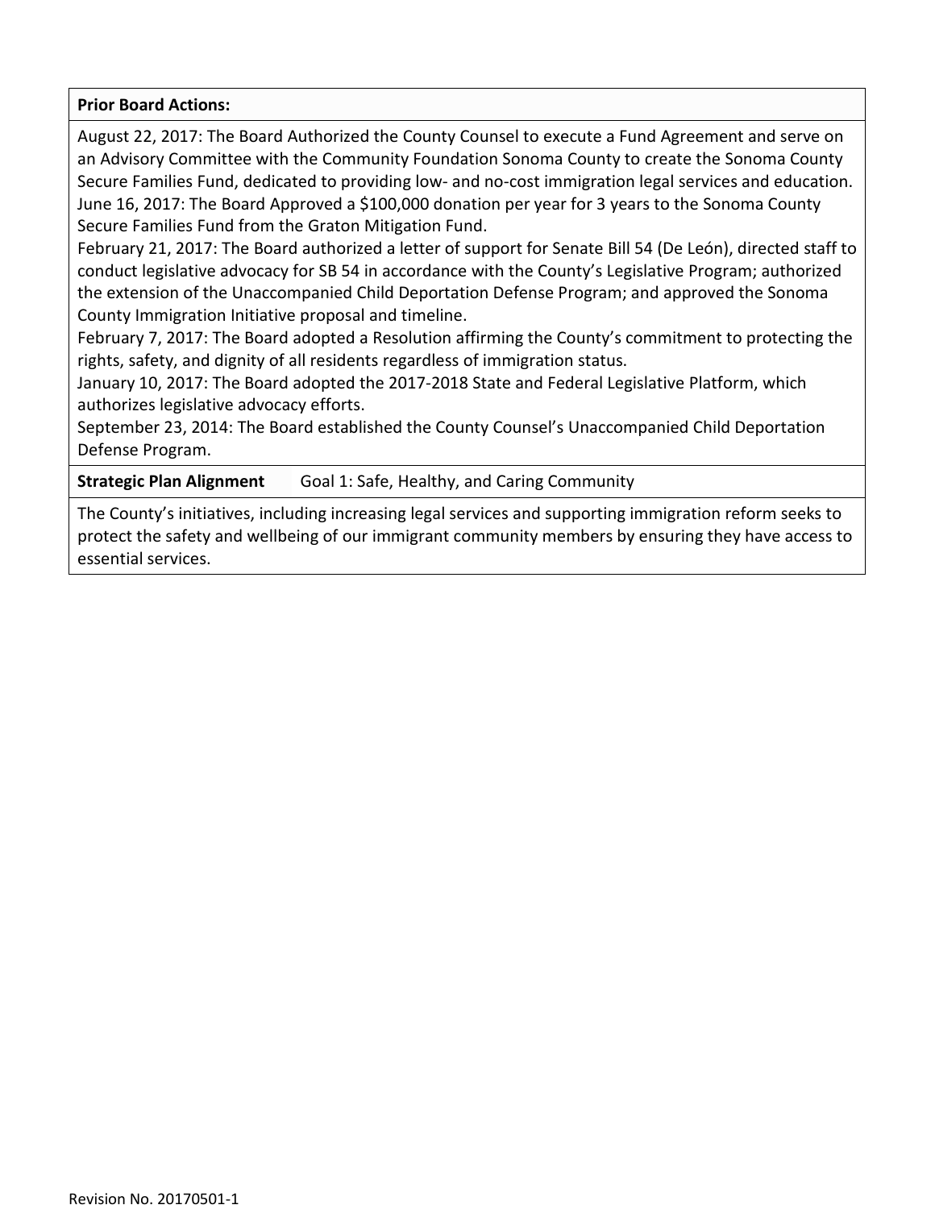**Prior Board Actions:**

August 22, 2017: The Board Authorized the County Counsel to execute a Fund Agreement and serve on an Advisory Committee with the Community Foundation Sonoma County to create the Sonoma County Secure Families Fund, dedicated to providing low- and no-cost immigration legal services and education.
June 16, 2017: The Board Approved a $100,000 donation per year for 3 years to the Sonoma County Secure Families Fund from the Graton Mitigation Fund.
February 21, 2017: The Board authorized a letter of support for Senate Bill 54 (De León), directed staff to conduct legislative advocacy for SB 54 in accordance with the County's Legislative Program; authorized the extension of the Unaccompanied Child Deportation Defense Program; and approved the Sonoma County Immigration Initiative proposal and timeline.
February 7, 2017: The Board adopted a Resolution affirming the County's commitment to protecting the rights, safety, and dignity of all residents regardless of immigration status.
January 10, 2017: The Board adopted the 2017-2018 State and Federal Legislative Platform, which authorizes legislative advocacy efforts.
September 23, 2014: The Board established the County Counsel's Unaccompanied Child Deportation Defense Program.

**Strategic Plan Alignment** Goal 1: Safe, Healthy, and Caring Community

The County's initiatives, including increasing legal services and supporting immigration reform seeks to protect the safety and wellbeing of our immigrant community members by ensuring they have access to essential services.

Revision No. 20170501-1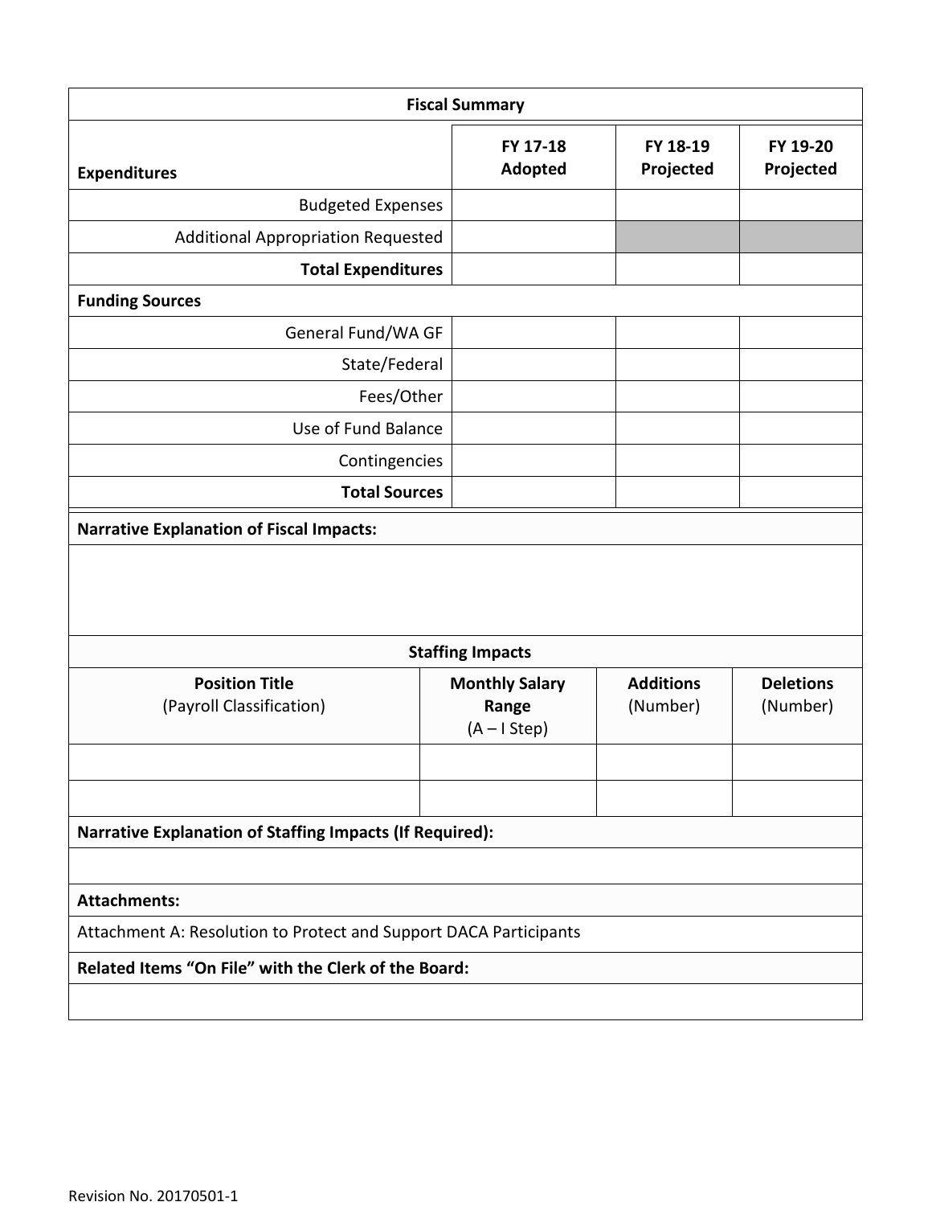| Fiscal Summary | | | |
|---|---|---|---|
| **Expenditures** | **FY 17-18 Adopted** | **FY 18-19 Projected** | **FY 19-20 Projected** |
| Budgeted Expenses | | | |
| Additional Appropriation Requested | | | |
| **Total Expenditures** | | | |
| **Funding Sources** | | | |
| General Fund/WA GF | | | |
| State/Federal | | | |
| Fees/Other | | | |
| Use of Fund Balance | | | |
| Contingencies | | | |
| **Total Sources** | | | |

**Narrative Explanation of Fiscal Impacts:**

| Staffing Impacts | | | |
|---|---|---|---|
| **Position Title** (Payroll Classification) | **Monthly Salary Range** (A – I Step) | **Additions** (Number) | **Deletions** (Number) |
| | | | |
| | | | |

**Narrative Explanation of Staffing Impacts (If Required):**

**Attachments:**

Attachment A: Resolution to Protect and Support DACA Participants

**Related Items "On File" with the Clerk of the Board:**

Revision No. 20170501-1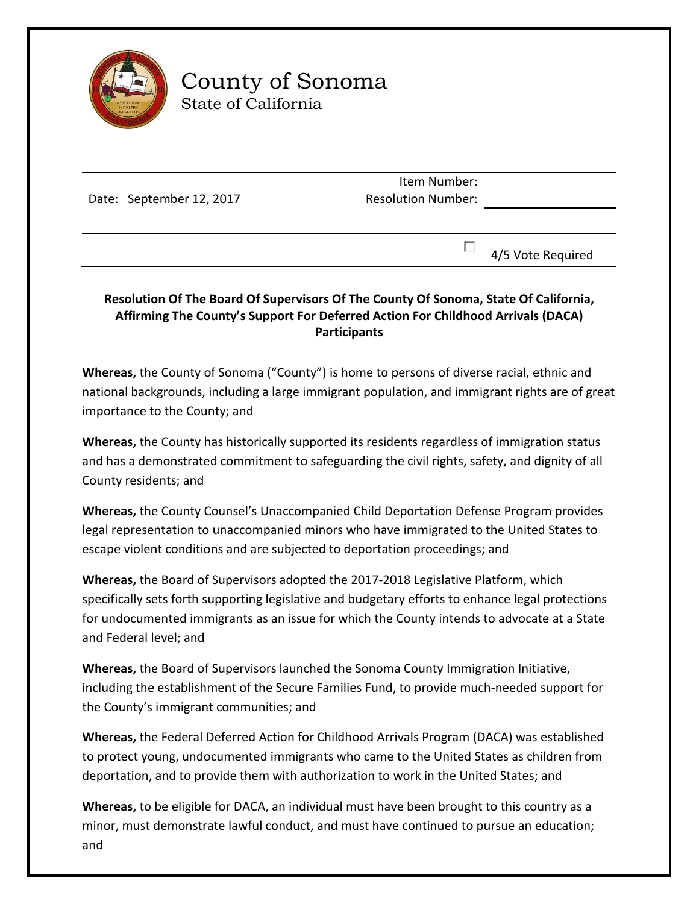# County of Sonoma
State of California

| Date: September 12, 2017 | Item Number: | |
|---|---|---|
| | Resolution Number: | |

☐ 4/5 Vote Required

**Resolution Of The Board Of Supervisors Of The County Of Sonoma, State Of California, Affirming The County's Support For Deferred Action For Childhood Arrivals (DACA) Participants**

**Whereas,** the County of Sonoma ("County") is home to persons of diverse racial, ethnic and national backgrounds, including a large immigrant population, and immigrant rights are of great importance to the County; and

**Whereas,** the County has historically supported its residents regardless of immigration status and has a demonstrated commitment to safeguarding the civil rights, safety, and dignity of all County residents; and

**Whereas,** the County Counsel's Unaccompanied Child Deportation Defense Program provides legal representation to unaccompanied minors who have immigrated to the United States to escape violent conditions and are subjected to deportation proceedings; and

**Whereas,** the Board of Supervisors adopted the 2017-2018 Legislative Platform, which specifically sets forth supporting legislative and budgetary efforts to enhance legal protections for undocumented immigrants as an issue for which the County intends to advocate at a State and Federal level; and

**Whereas,** the Board of Supervisors launched the Sonoma County Immigration Initiative, including the establishment of the Secure Families Fund, to provide much-needed support for the County's immigrant communities; and

**Whereas,** the Federal Deferred Action for Childhood Arrivals Program (DACA) was established to protect young, undocumented immigrants who came to the United States as children from deportation, and to provide them with authorization to work in the United States; and

**Whereas,** to be eligible for DACA, an individual must have been brought to this country as a minor, must demonstrate lawful conduct, and must have continued to pursue an education; and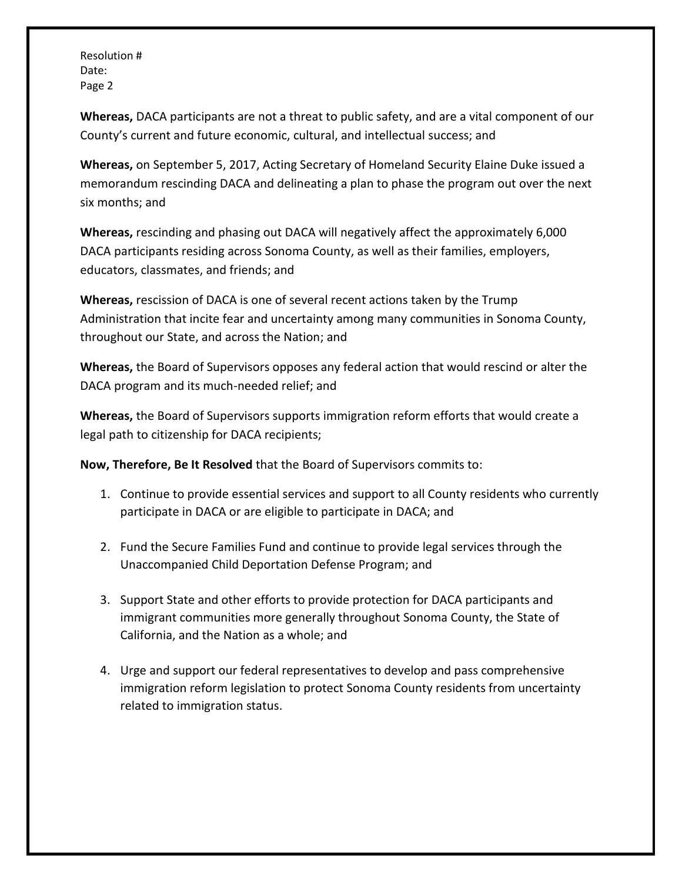Resolution #
Date:
Page 2

**Whereas,** DACA participants are not a threat to public safety, and are a vital component of our County's current and future economic, cultural, and intellectual success; and

**Whereas,** on September 5, 2017, Acting Secretary of Homeland Security Elaine Duke issued a memorandum rescinding DACA and delineating a plan to phase the program out over the next six months; and

**Whereas,** rescinding and phasing out DACA will negatively affect the approximately 6,000 DACA participants residing across Sonoma County, as well as their families, employers, educators, classmates, and friends; and

**Whereas,** rescission of DACA is one of several recent actions taken by the Trump Administration that incite fear and uncertainty among many communities in Sonoma County, throughout our State, and across the Nation; and

**Whereas,** the Board of Supervisors opposes any federal action that would rescind or alter the DACA program and its much-needed relief; and

**Whereas,** the Board of Supervisors supports immigration reform efforts that would create a legal path to citizenship for DACA recipients;

**Now, Therefore, Be It Resolved** that the Board of Supervisors commits to:

1. Continue to provide essential services and support to all County residents who currently participate in DACA or are eligible to participate in DACA; and

2. Fund the Secure Families Fund and continue to provide legal services through the Unaccompanied Child Deportation Defense Program; and

3. Support State and other efforts to provide protection for DACA participants and immigrant communities more generally throughout Sonoma County, the State of California, and the Nation as a whole; and

4. Urge and support our federal representatives to develop and pass comprehensive immigration reform legislation to protect Sonoma County residents from uncertainty related to immigration status.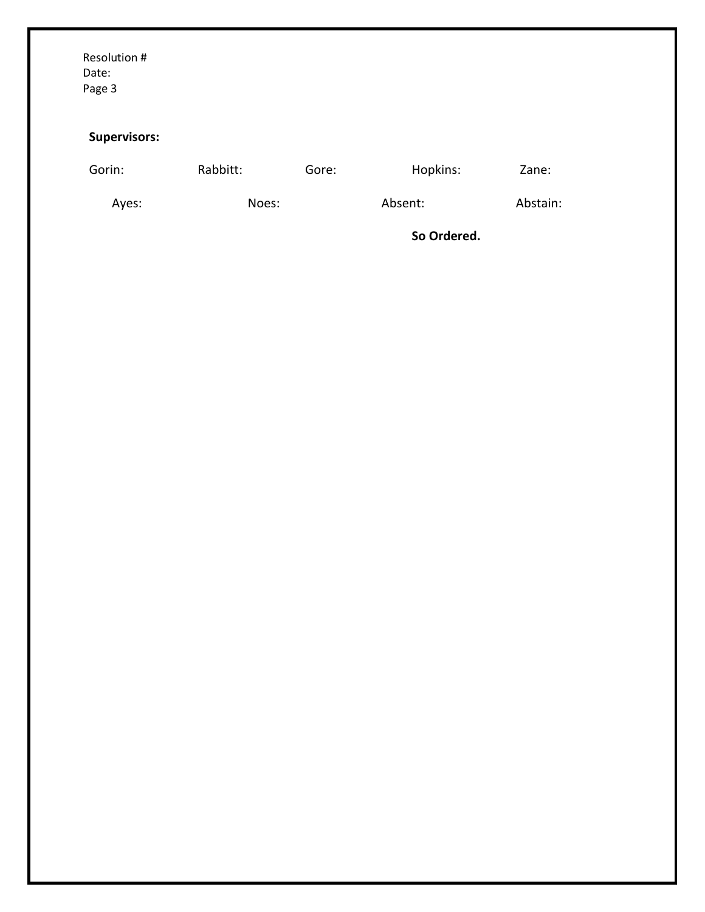Resolution #
Date:
Page 3

**Supervisors:**

Gorin: Rabbitt: Gore: Hopkins: Zane:

Ayes: Noes: Absent: Abstain:

**So Ordered.**